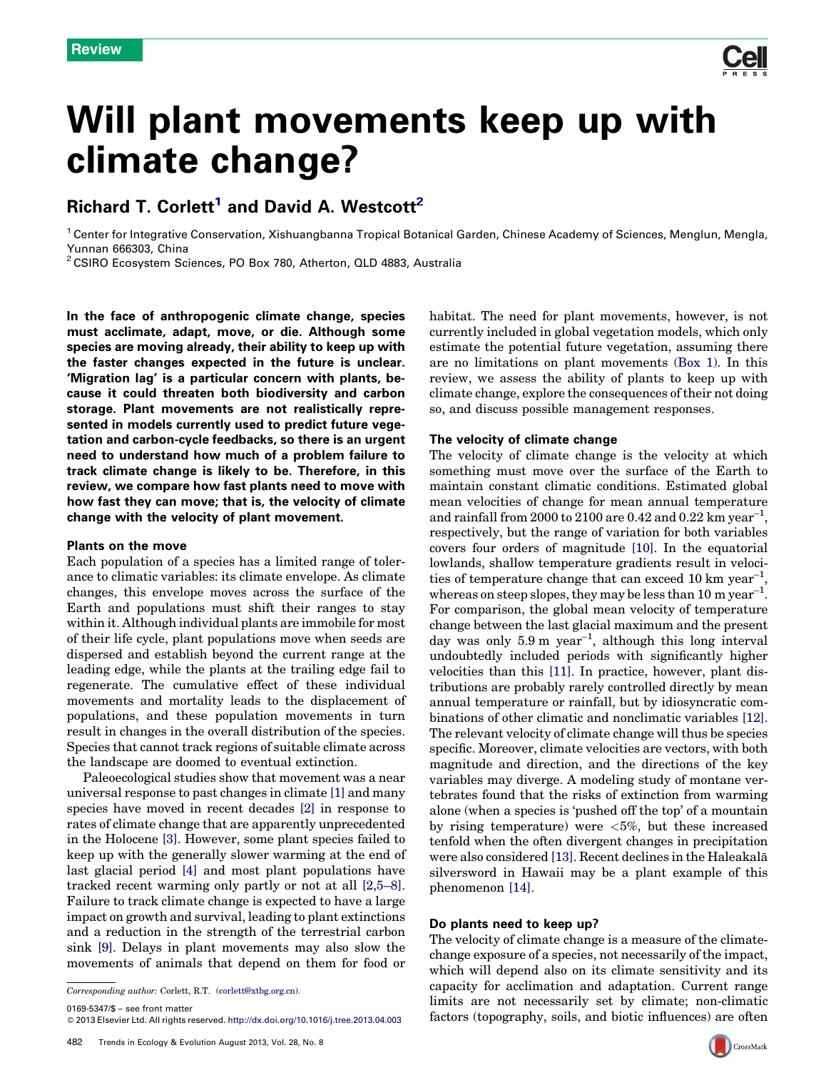Review

# Will plant movements keep up with climate change?

## Richard T. Corlett[1] and David A. Westcott[2]

[1] Center for Integrative Conservation, Xishuangbanna Tropical Botanical Garden, Chinese Academy of Sciences, Menglun, Mengla, Yunnan 666303, China

[2] CSIRO Ecosystem Sciences, PO Box 780, Atherton, QLD 4883, Australia

**In the face of anthropogenic climate change, species must acclimate, adapt, move, or die. Although some species are moving already, their ability to keep up with the faster changes expected in the future is unclear. 'Migration lag' is a particular concern with plants, because it could threaten both biodiversity and carbon storage. Plant movements are not realistically represented in models currently used to predict future vegetation and carbon-cycle feedbacks, so there is an urgent need to understand how much of a problem failure to track climate change is likely to be. Therefore, in this review, we compare how fast plants need to move with how fast they can move; that is, the velocity of climate change with the velocity of plant movement.**

### Plants on the move

Each population of a species has a limited range of tolerance to climatic variables: its climate envelope. As climate changes, this envelope moves across the surface of the Earth and populations must shift their ranges to stay within it. Although individual plants are immobile for most of their life cycle, plant populations move when seeds are dispersed and establish beyond the current range at the leading edge, while the plants at the trailing edge fail to regenerate. The cumulative effect of these individual movements and mortality leads to the displacement of populations, and these population movements in turn result in changes in the overall distribution of the species. Species that cannot track regions of suitable climate across the landscape are doomed to eventual extinction.

Paleoecological studies show that movement was a near universal response to past changes in climate [1] and many species have moved in recent decades [2] in response to rates of climate change that are apparently unprecedented in the Holocene [3]. However, some plant species failed to keep up with the generally slower warming at the end of last glacial period [4] and most plant populations have tracked recent warming only partly or not at all [2,5–8]. Failure to track climate change is expected to have a large impact on growth and survival, leading to plant extinctions and a reduction in the strength of the terrestrial carbon sink [9]. Delays in plant movements may also slow the movements of animals that depend on them for food or habitat. The need for plant movements, however, is not currently included in global vegetation models, which only estimate the potential future vegetation, assuming there are no limitations on plant movements (Box 1). In this review, we assess the ability of plants to keep up with climate change, explore the consequences of their not doing so, and discuss possible management responses.

### The velocity of climate change

The velocity of climate change is the velocity at which something must move over the surface of the Earth to maintain constant climatic conditions. Estimated global mean velocities of change for mean annual temperature and rainfall from 2000 to 2100 are 0.42 and 0.22 km year$^{-1}$, respectively, but the range of variation for both variables covers four orders of magnitude [10]. In the equatorial lowlands, shallow temperature gradients result in velocities of temperature change that can exceed 10 km year$^{-1}$, whereas on steep slopes, they may be less than 10 m year$^{-1}$. For comparison, the global mean velocity of temperature change between the last glacial maximum and the present day was only 5.9 m year$^{-1}$, although this long interval undoubtedly included periods with significantly higher velocities than this [11]. In practice, however, plant distributions are probably rarely controlled directly by mean annual temperature or rainfall, but by idiosyncratic combinations of other climatic and nonclimatic variables [12]. The relevant velocity of climate change will thus be species specific. Moreover, climate velocities are vectors, with both magnitude and direction, and the directions of the key variables may diverge. A modeling study of montane vertebrates found that the risks of extinction from warming alone (when a species is 'pushed off the top' of a mountain by rising temperature) were <5%, but these increased tenfold when the often divergent changes in precipitation were also considered [13]. Recent declines in the Haleakalā silversword in Hawaii may be a plant example of this phenomenon [14].

### Do plants need to keep up?

The velocity of climate change is a measure of the climate-change exposure of a species, not necessarily of the impact, which will depend also on its climate sensitivity and its capacity for acclimation and adaptation. Current range limits are not necessarily set by climate; non-climatic factors (topography, soils, and biotic influences) are often

*Corresponding author:* Corlett, R.T. (corlett@xtbg.org.cn).

0169-5347/$ – see front matter

© 2013 Elsevier Ltd. All rights reserved. http://dx.doi.org/10.1016/j.tree.2013.04.003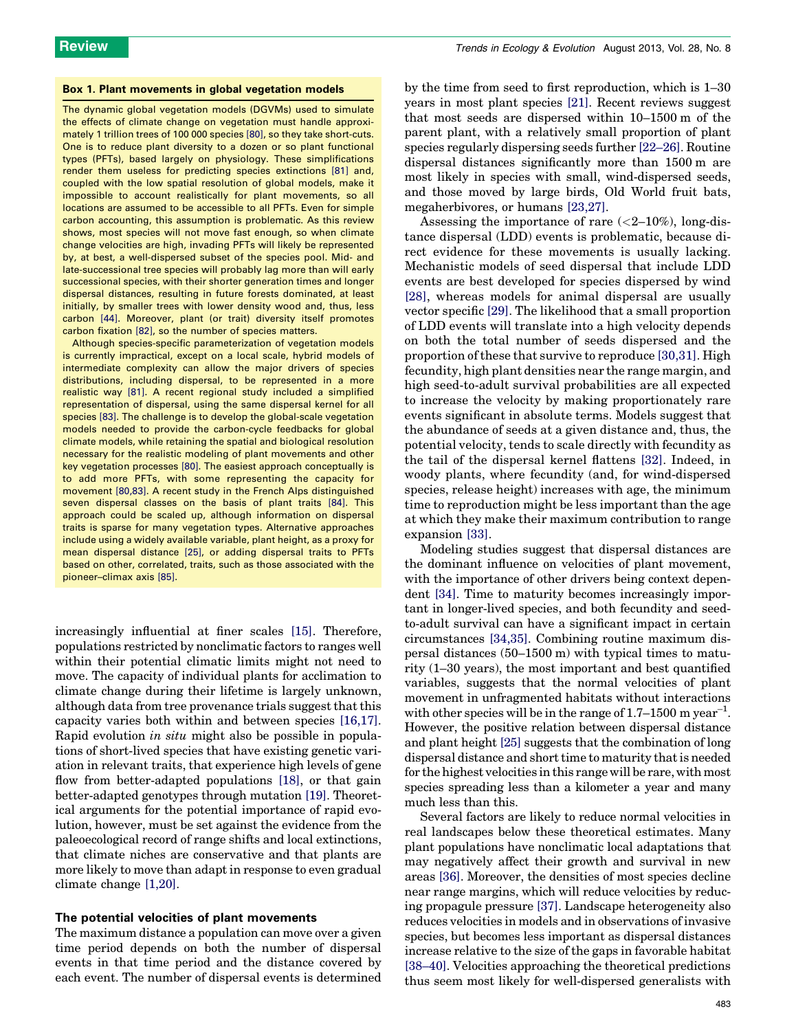### Box 1. Plant movements in global vegetation models

The dynamic global vegetation models (DGVMs) used to simulate the effects of climate change on vegetation must handle approximately 1 trillion trees of 100 000 species [80], so they take short-cuts. One is to reduce plant diversity to a dozen or so plant functional types (PFTs), based largely on physiology. These simplifications render them useless for predicting species extinctions [81] and, coupled with the low spatial resolution of global models, make it impossible to account realistically for plant movements, so all locations are assumed to be accessible to all PFTs. Even for simple carbon accounting, this assumption is problematic. As this review shows, most species will not move fast enough, so when climate change velocities are high, invading PFTs will likely be represented by, at best, a well-dispersed subset of the species pool. Mid- and late-successional tree species will probably lag more than will early successional species, with their shorter generation times and longer dispersal distances, resulting in future forests dominated, at least initially, by smaller trees with lower density wood and, thus, less carbon [44]. Moreover, plant (or trait) diversity itself promotes carbon fixation [82], so the number of species matters.

Although species-specific parameterization of vegetation models is currently impractical, except on a local scale, hybrid models of intermediate complexity can allow the major drivers of species distributions, including dispersal, to be represented in a more realistic way [81]. A recent regional study included a simplified representation of dispersal, using the same dispersal kernel for all species [83]. The challenge is to develop the global-scale vegetation models needed to provide the carbon-cycle feedbacks for global climate models, while retaining the spatial and biological resolution necessary for the realistic modeling of plant movements and other key vegetation processes [80]. The easiest approach conceptually is to add more PFTs, with some representing the capacity for movement [80,83]. A recent study in the French Alps distinguished seven dispersal classes on the basis of plant traits [84]. This approach could be scaled up, although information on dispersal traits is sparse for many vegetation types. Alternative approaches include using a widely available variable, plant height, as a proxy for mean dispersal distance [25], or adding dispersal traits to PFTs based on other, correlated, traits, such as those associated with the pioneer–climax axis [85].

increasingly influential at finer scales [15]. Therefore, populations restricted by nonclimatic factors to ranges well within their potential climatic limits might not need to move. The capacity of individual plants for acclimation to climate change during their lifetime is largely unknown, although data from tree provenance trials suggest that this capacity varies both within and between species [16,17]. Rapid evolution *in situ* might also be possible in populations of short-lived species that have existing genetic variation in relevant traits, that experience high levels of gene flow from better-adapted populations [18], or that gain better-adapted genotypes through mutation [19]. Theoretical arguments for the potential importance of rapid evolution, however, must be set against the evidence from the paleoecological record of range shifts and local extinctions, that climate niches are conservative and that plants are more likely to move than adapt in response to even gradual climate change [1,20].

## The potential velocities of plant movements

The maximum distance a population can move over a given time period depends on both the number of dispersal events in that time period and the distance covered by each event. The number of dispersal events is determined by the time from seed to first reproduction, which is 1–30 years in most plant species [21]. Recent reviews suggest that most seeds are dispersed within 10–1500 m of the parent plant, with a relatively small proportion of plant species regularly dispersing seeds further [22–26]. Routine dispersal distances significantly more than 1500 m are most likely in species with small, wind-dispersed seeds, and those moved by large birds, Old World fruit bats, megaherbivores, or humans [23,27].

Assessing the importance of rare (<2–10%), long-distance dispersal (LDD) events is problematic, because direct evidence for these movements is usually lacking. Mechanistic models of seed dispersal that include LDD events are best developed for species dispersed by wind [28], whereas models for animal dispersal are usually vector specific [29]. The likelihood that a small proportion of LDD events will translate into a high velocity depends on both the total number of seeds dispersed and the proportion of these that survive to reproduce [30,31]. High fecundity, high plant densities near the range margin, and high seed-to-adult survival probabilities are all expected to increase the velocity by making proportionately rare events significant in absolute terms. Models suggest that the abundance of seeds at a given distance and, thus, the potential velocity, tends to scale directly with fecundity as the tail of the dispersal kernel flattens [32]. Indeed, in woody plants, where fecundity (and, for wind-dispersed species, release height) increases with age, the minimum time to reproduction might be less important than the age at which they make their maximum contribution to range expansion [33].

Modeling studies suggest that dispersal distances are the dominant influence on velocities of plant movement, with the importance of other drivers being context dependent [34]. Time to maturity becomes increasingly important in longer-lived species, and both fecundity and seed-to-adult survival can have a significant impact in certain circumstances [34,35]. Combining routine maximum dispersal distances (50–1500 m) with typical times to maturity (1–30 years), the most important and best quantified variables, suggests that the normal velocities of plant movement in unfragmented habitats without interactions with other species will be in the range of 1.7–1500 m $year^{-1}$. However, the positive relation between dispersal distance and plant height [25] suggests that the combination of long dispersal distance and short time to maturity that is needed for the highest velocities in this range will be rare, with most species spreading less than a kilometer a year and many much less than this.

Several factors are likely to reduce normal velocities in real landscapes below these theoretical estimates. Many plant populations have nonclimatic local adaptations that may negatively affect their growth and survival in new areas [36]. Moreover, the densities of most species decline near range margins, which will reduce velocities by reducing propagule pressure [37]. Landscape heterogeneity also reduces velocities in models and in observations of invasive species, but becomes less important as dispersal distances increase relative to the size of the gaps in favorable habitat [38–40]. Velocities approaching the theoretical predictions thus seem most likely for well-dispersed generalists with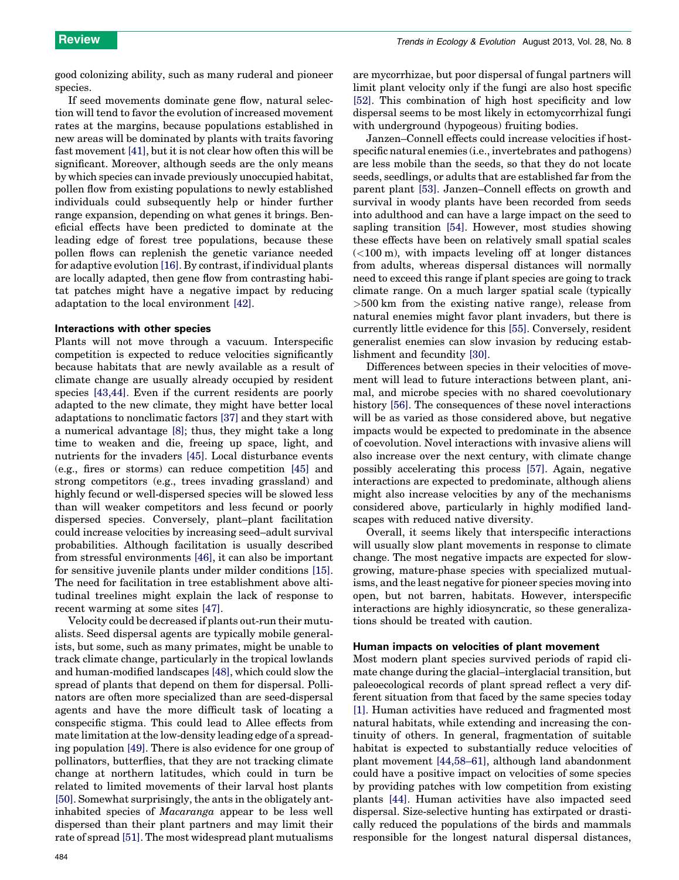good colonizing ability, such as many ruderal and pioneer species.

If seed movements dominate gene flow, natural selection will tend to favor the evolution of increased movement rates at the margins, because populations established in new areas will be dominated by plants with traits favoring fast movement [41], but it is not clear how often this will be significant. Moreover, although seeds are the only means by which species can invade previously unoccupied habitat, pollen flow from existing populations to newly established individuals could subsequently help or hinder further range expansion, depending on what genes it brings. Beneficial effects have been predicted to dominate at the leading edge of forest tree populations, because these pollen flows can replenish the genetic variance needed for adaptive evolution [16]. By contrast, if individual plants are locally adapted, then gene flow from contrasting habitat patches might have a negative impact by reducing adaptation to the local environment [42].

### Interactions with other species

Plants will not move through a vacuum. Interspecific competition is expected to reduce velocities significantly because habitats that are newly available as a result of climate change are usually already occupied by resident species [43,44]. Even if the current residents are poorly adapted to the new climate, they might have better local adaptations to nonclimatic factors [37] and they start with a numerical advantage [8]; thus, they might take a long time to weaken and die, freeing up space, light, and nutrients for the invaders [45]. Local disturbance events (e.g., fires or storms) can reduce competition [45] and strong competitors (e.g., trees invading grassland) and highly fecund or well-dispersed species will be slowed less than will weaker competitors and less fecund or poorly dispersed species. Conversely, plant–plant facilitation could increase velocities by increasing seed–adult survival probabilities. Although facilitation is usually described from stressful environments [46], it can also be important for sensitive juvenile plants under milder conditions [15]. The need for facilitation in tree establishment above altitudinal treelines might explain the lack of response to recent warming at some sites [47].

Velocity could be decreased if plants out-run their mutualists. Seed dispersal agents are typically mobile generalists, but some, such as many primates, might be unable to track climate change, particularly in the tropical lowlands and human-modified landscapes [48], which could slow the spread of plants that depend on them for dispersal. Pollinators are often more specialized than are seed-dispersal agents and have the more difficult task of locating a conspecific stigma. This could lead to Allee effects from mate limitation at the low-density leading edge of a spreading population [49]. There is also evidence for one group of pollinators, butterflies, that they are not tracking climate change at northern latitudes, which could in turn be related to limited movements of their larval host plants [50]. Somewhat surprisingly, the ants in the obligately ant-inhabited species of *Macaranga* appear to be less well dispersed than their plant partners and may limit their rate of spread [51]. The most widespread plant mutualisms are mycorrhizae, but poor dispersal of fungal partners will limit plant velocity only if the fungi are also host specific [52]. This combination of high host specificity and low dispersal seems to be most likely in ectomycorrhizal fungi with underground (hypogeous) fruiting bodies.

Janzen–Connell effects could increase velocities if host-specific natural enemies (i.e., invertebrates and pathogens) are less mobile than the seeds, so that they do not locate seeds, seedlings, or adults that are established far from the parent plant [53]. Janzen–Connell effects on growth and survival in woody plants have been recorded from seeds into adulthood and can have a large impact on the seed to sapling transition [54]. However, most studies showing these effects have been on relatively small spatial scales (<100 m), with impacts leveling off at longer distances from adults, whereas dispersal distances will normally need to exceed this range if plant species are going to track climate range. On a much larger spatial scale (typically >500 km from the existing native range), release from natural enemies might favor plant invaders, but there is currently little evidence for this [55]. Conversely, resident generalist enemies can slow invasion by reducing establishment and fecundity [30].

Differences between species in their velocities of movement will lead to future interactions between plant, animal, and microbe species with no shared coevolutionary history [56]. The consequences of these novel interactions will be as varied as those considered above, but negative impacts would be expected to predominate in the absence of coevolution. Novel interactions with invasive aliens will also increase over the next century, with climate change possibly accelerating this process [57]. Again, negative interactions are expected to predominate, although aliens might also increase velocities by any of the mechanisms considered above, particularly in highly modified landscapes with reduced native diversity.

Overall, it seems likely that interspecific interactions will usually slow plant movements in response to climate change. The most negative impacts are expected for slow-growing, mature-phase species with specialized mutualisms, and the least negative for pioneer species moving into open, but not barren, habitats. However, interspecific interactions are highly idiosyncratic, so these generalizations should be treated with caution.

### Human impacts on velocities of plant movement

Most modern plant species survived periods of rapid climate change during the glacial–interglacial transition, but paleoecological records of plant spread reflect a very different situation from that faced by the same species today [1]. Human activities have reduced and fragmented most natural habitats, while extending and increasing the continuity of others. In general, fragmentation of suitable habitat is expected to substantially reduce velocities of plant movement [44,58–61], although land abandonment could have a positive impact on velocities of some species by providing patches with low competition from existing plants [44]. Human activities have also impacted seed dispersal. Size-selective hunting has extirpated or drastically reduced the populations of the birds and mammals responsible for the longest natural dispersal distances,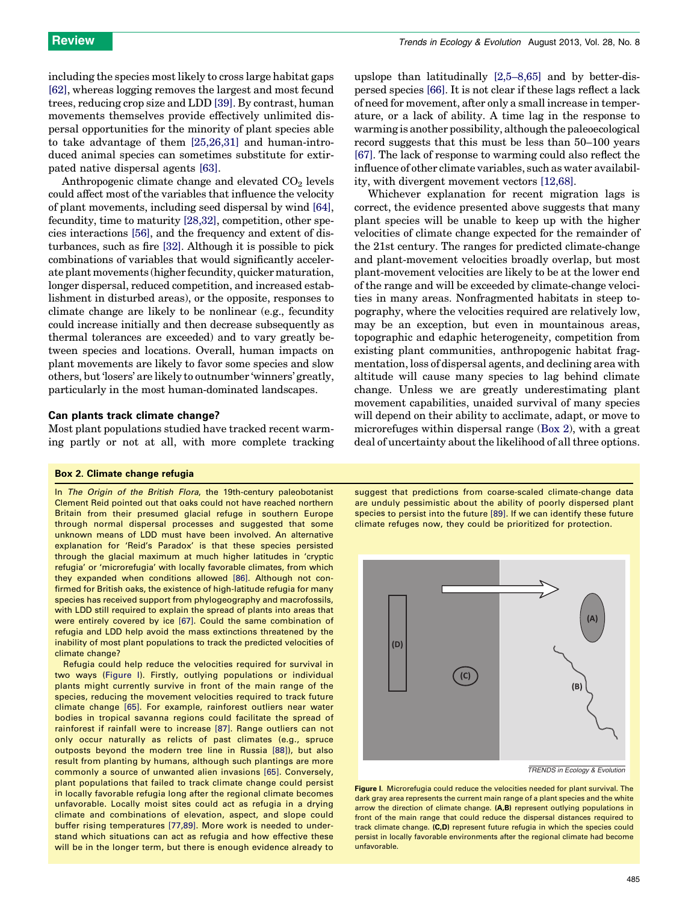including the species most likely to cross large habitat gaps [62], whereas logging removes the largest and most fecund trees, reducing crop size and LDD [39]. By contrast, human movements themselves provide effectively unlimited dispersal opportunities for the minority of plant species able to take advantage of them [25,26,31] and human-introduced animal species can sometimes substitute for extirpated native dispersal agents [63].

Anthropogenic climate change and elevated $CO_2$ levels could affect most of the variables that influence the velocity of plant movements, including seed dispersal by wind [64], fecundity, time to maturity [28,32], competition, other species interactions [56], and the frequency and extent of disturbances, such as fire [32]. Although it is possible to pick combinations of variables that would significantly accelerate plant movements (higher fecundity, quicker maturation, longer dispersal, reduced competition, and increased establishment in disturbed areas), or the opposite, responses to climate change are likely to be nonlinear (e.g., fecundity could increase initially and then decrease subsequently as thermal tolerances are exceeded) and to vary greatly between species and locations. Overall, human impacts on plant movements are likely to favor some species and slow others, but 'losers' are likely to outnumber 'winners' greatly, particularly in the most human-dominated landscapes.

## Can plants track climate change?

Most plant populations studied have tracked recent warming partly or not at all, with more complete tracking upslope than latitudinally [2,5–8,65] and by better-dispersed species [66]. It is not clear if these lags reflect a lack of need for movement, after only a small increase in temperature, or a lack of ability. A time lag in the response to warming is another possibility, although the paleoecological record suggests that this must be less than 50–100 years [67]. The lack of response to warming could also reflect the influence of other climate variables, such as water availability, with divergent movement vectors [12,68].

Whichever explanation for recent migration lags is correct, the evidence presented above suggests that many plant species will be unable to keep up with the higher velocities of climate change expected for the remainder of the 21st century. The ranges for predicted climate-change and plant-movement velocities broadly overlap, but most plant-movement velocities are likely to be at the lower end of the range and will be exceeded by climate-change velocities in many areas. Nonfragmented habitats in steep topography, where the velocities required are relatively low, may be an exception, but even in mountainous areas, topographic and edaphic heterogeneity, competition from existing plant communities, anthropogenic habitat fragmentation, loss of dispersal agents, and declining area with altitude will cause many species to lag behind climate change. Unless we are greatly underestimating plant movement capabilities, unaided survival of many species will depend on their ability to acclimate, adapt, or move to microrefuges within dispersal range (Box 2), with a great deal of uncertainty about the likelihood of all three options.

### Box 2. Climate change refugia

In *The Origin of the British Flora*, the 19th-century paleobotanist Clement Reid pointed out that oaks could not have reached northern Britain from their presumed glacial refuge in southern Europe through normal dispersal processes and suggested that some unknown means of LDD must have been involved. An alternative explanation for 'Reid's Paradox' is that these species persisted through the glacial maximum at much higher latitudes in 'cryptic refugia' or 'microrefugia' with locally favorable climates, from which they expanded when conditions allowed [86]. Although not confirmed for British oaks, the existence of high-latitude refugia for many species has received support from phylogeography and macrofossils, with LDD still required to explain the spread of plants into areas that were entirely covered by ice [67]. Could the same combination of refugia and LDD help avoid the mass extinctions threatened by the inability of most plant populations to track the predicted velocities of climate change?

Refugia could help reduce the velocities required for survival in two ways (Figure I). Firstly, outlying populations or individual plants might currently survive in front of the main range of the species, reducing the movement velocities required to track future climate change [65]. For example, rainforest outliers near water bodies in tropical savanna regions could facilitate the spread of rainforest if rainfall were to increase [87]. Range outliers can not only occur naturally as relicts of past climates (e.g., spruce outposts beyond the modern tree line in Russia [88]), but also result from planting by humans, although such plantings are more commonly a source of unwanted alien invasions [65]. Conversely, plant populations that failed to track climate change could persist in locally favorable refugia long after the regional climate becomes unfavorable. Locally moist sites could act as refugia in a drying climate and combinations of elevation, aspect, and slope could buffer rising temperatures [77,89]. More work is needed to understand which situations can act as refugia and how effective these will be in the longer term, but there is enough evidence already to suggest that predictions from coarse-scaled climate-change data are unduly pessimistic about the ability of poorly dispersed plant species to persist into the future [89]. If we can identify these future climate refuges now, they could be prioritized for protection.

**Figure I.** Microrefugia could reduce the velocities needed for plant survival. The dark gray area represents the current main range of a plant species and the white arrow the direction of climate change. **(A,B)** represent outlying populations in front of the main range that could reduce the dispersal distances required to track climate change. **(C,D)** represent future refugia in which the species could persist in locally favorable environments after the regional climate had become unfavorable.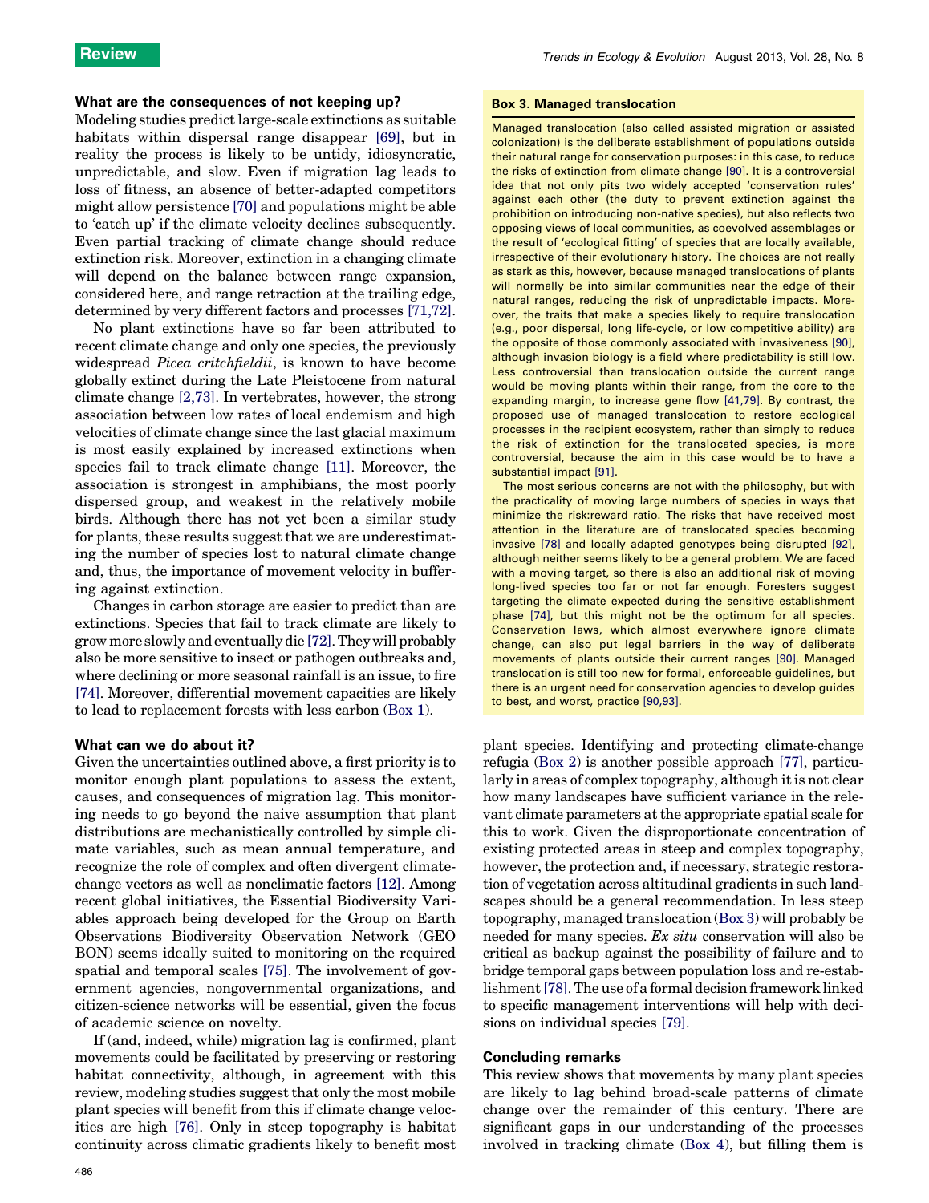### What are the consequences of not keeping up?

Modeling studies predict large-scale extinctions as suitable habitats within dispersal range disappear [69], but in reality the process is likely to be untidy, idiosyncratic, unpredictable, and slow. Even if migration lag leads to loss of fitness, an absence of better-adapted competitors might allow persistence [70] and populations might be able to 'catch up' if the climate velocity declines subsequently. Even partial tracking of climate change should reduce extinction risk. Moreover, extinction in a changing climate will depend on the balance between range expansion, considered here, and range retraction at the trailing edge, determined by very different factors and processes [71,72].

No plant extinctions have so far been attributed to recent climate change and only one species, the previously widespread *Picea critchfieldii*, is known to have become globally extinct during the Late Pleistocene from natural climate change [2,73]. In vertebrates, however, the strong association between low rates of local endemism and high velocities of climate change since the last glacial maximum is most easily explained by increased extinctions when species fail to track climate change [11]. Moreover, the association is strongest in amphibians, the most poorly dispersed group, and weakest in the relatively mobile birds. Although there has not yet been a similar study for plants, these results suggest that we are underestimating the number of species lost to natural climate change and, thus, the importance of movement velocity in buffering against extinction.

Changes in carbon storage are easier to predict than are extinctions. Species that fail to track climate are likely to grow more slowly and eventually die [72]. They will probably also be more sensitive to insect or pathogen outbreaks and, where declining or more seasonal rainfall is an issue, to fire [74]. Moreover, differential movement capacities are likely to lead to replacement forests with less carbon (Box 1).

### What can we do about it?

Given the uncertainties outlined above, a first priority is to monitor enough plant populations to assess the extent, causes, and consequences of migration lag. This monitoring needs to go beyond the naive assumption that plant distributions are mechanistically controlled by simple climate variables, such as mean annual temperature, and recognize the role of complex and often divergent climate-change vectors as well as nonclimatic factors [12]. Among recent global initiatives, the Essential Biodiversity Variables approach being developed for the Group on Earth Observations Biodiversity Observation Network (GEO BON) seems ideally suited to monitoring on the required spatial and temporal scales [75]. The involvement of government agencies, nongovernmental organizations, and citizen-science networks will be essential, given the focus of academic science on novelty.

If (and, indeed, while) migration lag is confirmed, plant movements could be facilitated by preserving or restoring habitat connectivity, although, in agreement with this review, modeling studies suggest that only the most mobile plant species will benefit from this if climate change velocities are high [76]. Only in steep topography is habitat continuity across climatic gradients likely to benefit most plant species. Identifying and protecting climate-change refugia (Box 2) is another possible approach [77], particularly in areas of complex topography, although it is not clear how many landscapes have sufficient variance in the relevant climate parameters at the appropriate spatial scale for this to work. Given the disproportionate concentration of existing protected areas in steep and complex topography, however, the protection and, if necessary, strategic restoration of vegetation across altitudinal gradients in such landscapes should be a general recommendation. In less steep topography, managed translocation (Box 3) will probably be needed for many species. *Ex situ* conservation will also be critical as backup against the possibility of failure and to bridge temporal gaps between population loss and re-establishment [78]. The use of a formal decision framework linked to specific management interventions will help with decisions on individual species [79].

### Box 3. Managed translocation

Managed translocation (also called assisted migration or assisted colonization) is the deliberate establishment of populations outside their natural range for conservation purposes: in this case, to reduce the risks of extinction from climate change [90]. It is a controversial idea that not only pits two widely accepted 'conservation rules' against each other (the duty to prevent extinction against the prohibition on introducing non-native species), but also reflects two opposing views of local communities, as coevolved assemblages or the result of 'ecological fitting' of species that are locally available, irrespective of their evolutionary history. The choices are not really as stark as this, however, because managed translocations of plants will normally be into similar communities near the edge of their natural ranges, reducing the risk of unpredictable impacts. Moreover, the traits that make a species likely to require translocation (e.g., poor dispersal, long life-cycle, or low competitive ability) are the opposite of those commonly associated with invasiveness [90], although invasion biology is a field where predictability is still low. Less controversial than translocation outside the current range would be moving plants within their range, from the core to the expanding margin, to increase gene flow [41,79]. By contrast, the proposed use of managed translocation to restore ecological processes in the recipient ecosystem, rather than simply to reduce the risk of extinction for the translocated species, is more controversial, because the aim in this case would be to have a substantial impact [91].

The most serious concerns are not with the philosophy, but with the practicality of moving large numbers of species in ways that minimize the risk:reward ratio. The risks that have received most attention in the literature are of translocated species becoming invasive [78] and locally adapted genotypes being disrupted [92], although neither seems likely to be a general problem. We are faced with a moving target, so there is also an additional risk of moving long-lived species too far or not far enough. Foresters suggest targeting the climate expected during the sensitive establishment phase [74], but this might not be the optimum for all species. Conservation laws, which almost everywhere ignore climate change, can also put legal barriers in the way of deliberate movements of plants outside their current ranges [90]. Managed translocation is still too new for formal, enforceable guidelines, but there is an urgent need for conservation agencies to develop guides to best, and worst, practice [90,93].

### Concluding remarks

This review shows that movements by many plant species are likely to lag behind broad-scale patterns of climate change over the remainder of this century. There are significant gaps in our understanding of the processes involved in tracking climate (Box 4), but filling them is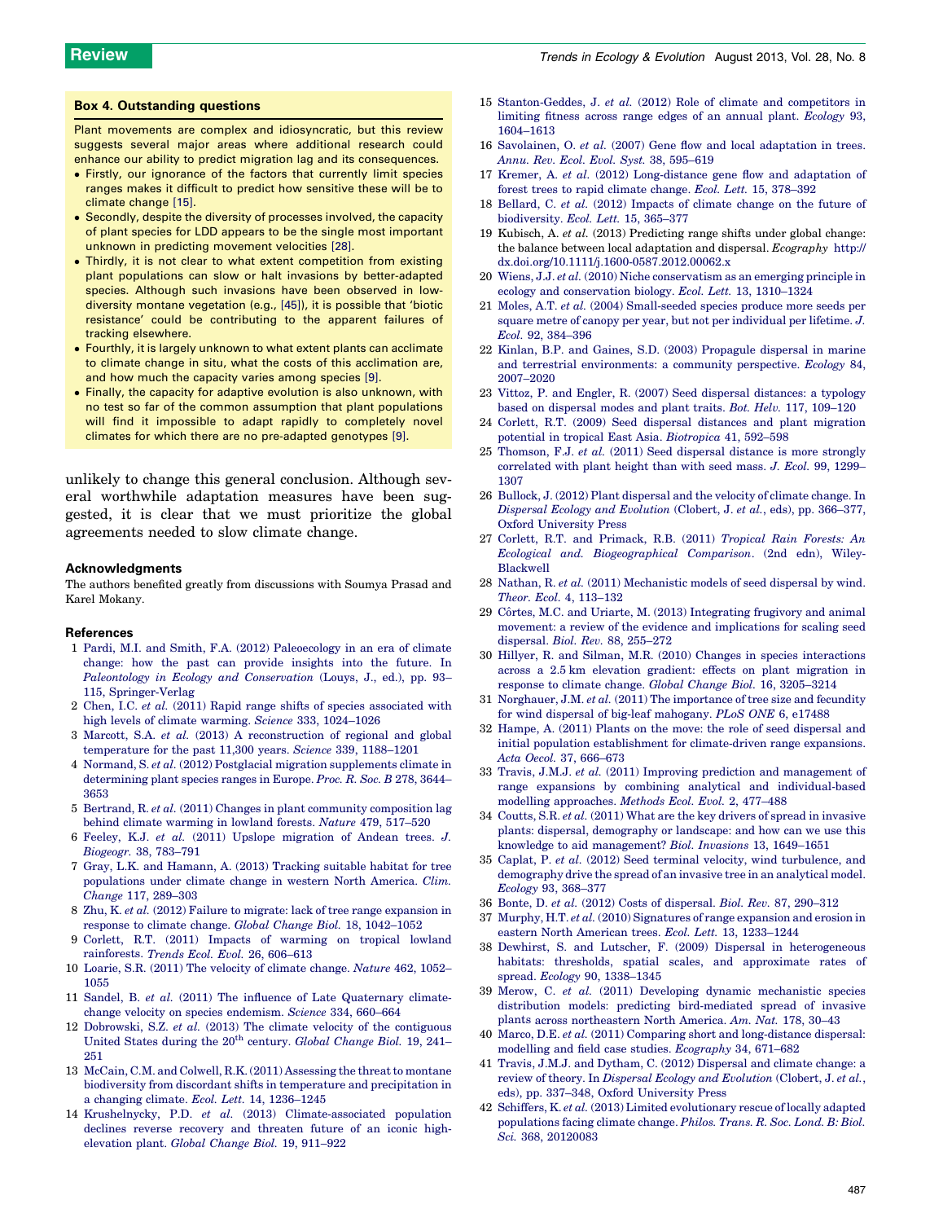### Box 4. Outstanding questions

Plant movements are complex and idiosyncratic, but this review suggests several major areas where additional research could enhance our ability to predict migration lag and its consequences.

- Firstly, our ignorance of the factors that currently limit species ranges makes it difficult to predict how sensitive these will be to climate change [15].
- Secondly, despite the diversity of processes involved, the capacity of plant species for LDD appears to be the single most important unknown in predicting movement velocities [28].
- Thirdly, it is not clear to what extent competition from existing plant populations can slow or halt invasions by better-adapted species. Although such invasions have been observed in low-diversity montane vegetation (e.g., [45]), it is possible that 'biotic resistance' could be contributing to the apparent failures of tracking elsewhere.
- Fourthly, it is largely unknown to what extent plants can acclimate to climate change in situ, what the costs of this acclimation are, and how much the capacity varies among species [9].
- Finally, the capacity for adaptive evolution is also unknown, with no test so far of the common assumption that plant populations will find it impossible to adapt rapidly to completely novel climates for which there are no pre-adapted genotypes [9].

unlikely to change this general conclusion. Although several worthwhile adaptation measures have been suggested, it is clear that we must prioritize the global agreements needed to slow climate change.

## Acknowledgments

The authors benefited greatly from discussions with Soumya Prasad and Karel Mokany.

## References

1 Pardi, M.I. and Smith, F.A. (2012) Paleoecology in an era of climate change: how the past can provide insights into the future. In *Paleontology in Ecology and Conservation* (Louys, J., ed.), pp. 93–115, Springer-Verlag

2 Chen, I.C. *et al.* (2011) Rapid range shifts of species associated with high levels of climate warming. *Science* 333, 1024–1026

3 Marcott, S.A. *et al.* (2013) A reconstruction of regional and global temperature for the past 11,300 years. *Science* 339, 1188–1201

4 Normand, S. *et al.* (2012) Postglacial migration supplements climate in determining plant species ranges in Europe. *Proc. R. Soc. B* 278, 3644–3653

5 Bertrand, R. *et al.* (2011) Changes in plant community composition lag behind climate warming in lowland forests. *Nature* 479, 517–520

6 Feeley, K.J. *et al.* (2011) Upslope migration of Andean trees. *J. Biogeogr.* 38, 783–791

7 Gray, L.K. and Hamann, A. (2013) Tracking suitable habitat for tree populations under climate change in western North America. *Clim. Change* 117, 289–303

8 Zhu, K. *et al.* (2012) Failure to migrate: lack of tree range expansion in response to climate change. *Global Change Biol.* 18, 1042–1052

9 Corlett, R.T. (2011) Impacts of warming on tropical lowland rainforests. *Trends Ecol. Evol.* 26, 606–613

10 Loarie, S.R. (2011) The velocity of climate change. *Nature* 462, 1052–1055

11 Sandel, B. *et al.* (2011) The influence of Late Quaternary climate-change velocity on species endemism. *Science* 334, 660–664

12 Dobrowski, S.Z. *et al.* (2013) The climate velocity of the contiguous United States during the 20th century. *Global Change Biol.* 19, 241–251

13 McCain, C.M. and Colwell, R.K. (2011) Assessing the threat to montane biodiversity from discordant shifts in temperature and precipitation in a changing climate. *Ecol. Lett.* 14, 1236–1245

14 Krushelnycky, P.D. *et al.* (2013) Climate-associated population declines reverse recovery and threaten future of an iconic high-elevation plant. *Global Change Biol.* 19, 911–922

15 Stanton-Geddes, J. *et al.* (2012) Role of climate and competitors in limiting fitness across range edges of an annual plant. *Ecology* 93, 1604–1613

16 Savolainen, O. *et al.* (2007) Gene flow and local adaptation in trees. *Annu. Rev. Ecol. Evol. Syst.* 38, 595–619

17 Kremer, A. *et al.* (2012) Long-distance gene flow and adaptation of forest trees to rapid climate change. *Ecol. Lett.* 15, 378–392

18 Bellard, C. *et al.* (2012) Impacts of climate change on the future of biodiversity. *Ecol. Lett.* 15, 365–377

19 Kubisch, A. *et al.* (2013) Predicting range shifts under global change: the balance between local adaptation and dispersal. *Ecography* http://dx.doi.org/10.1111/j.1600-0587.2012.00062.x

20 Wiens, J.J. *et al.* (2010) Niche conservatism as an emerging principle in ecology and conservation biology. *Ecol. Lett.* 13, 1310–1324

21 Moles, A.T. *et al.* (2004) Small-seeded species produce more seeds per square metre of canopy per year, but not per individual per lifetime. *J. Ecol.* 92, 384–396

22 Kinlan, B.P. and Gaines, S.D. (2003) Propagule dispersal in marine and terrestrial environments: a community perspective. *Ecology* 84, 2007–2020

23 Vittoz, P. and Engler, R. (2007) Seed dispersal distances: a typology based on dispersal modes and plant traits. *Bot. Helv.* 117, 109–120

24 Corlett, R.T. (2009) Seed dispersal distances and plant migration potential in tropical East Asia. *Biotropica* 41, 592–598

25 Thomson, F.J. *et al.* (2011) Seed dispersal distance is more strongly correlated with plant height than with seed mass. *J. Ecol.* 99, 1299–1307

26 Bullock, J. (2012) Plant dispersal and the velocity of climate change. In *Dispersal Ecology and Evolution* (Clobert, J. *et al.*, eds), pp. 366–377, Oxford University Press

27 Corlett, R.T. and Primack, R.B. (2011) *Tropical Rain Forests: An Ecological and Biogeographical Comparison*. (2nd edn), Wiley-Blackwell

28 Nathan, R. *et al.* (2011) Mechanistic models of seed dispersal by wind. *Theor. Ecol.* 4, 113–132

29 Côrtes, M.C. and Uriarte, M. (2013) Integrating frugivory and animal movement: a review of the evidence and implications for scaling seed dispersal. *Biol. Rev.* 88, 255–272

30 Hillyer, R. and Silman, M.R. (2010) Changes in species interactions across a 2.5 km elevation gradient: effects on plant migration in response to climate change. *Global Change Biol.* 16, 3205–3214

31 Norghauer, J.M. *et al.* (2011) The importance of tree size and fecundity for wind dispersal of big-leaf mahogany. *PLoS ONE* 6, e17488

32 Hampe, A. (2011) Plants on the move: the role of seed dispersal and initial population establishment for climate-driven range expansions. *Acta Oecol.* 37, 666–673

33 Travis, J.M.J. *et al.* (2011) Improving prediction and management of range expansions by combining analytical and individual-based modelling approaches. *Methods Ecol. Evol.* 2, 477–488

34 Coutts, S.R. *et al.* (2011) What are the key drivers of spread in invasive plants: dispersal, demography or landscape: and how can we use this knowledge to aid management? *Biol. Invasions* 13, 1649–1651

35 Caplat, P. *et al.* (2012) Seed terminal velocity, wind turbulence, and demography drive the spread of an invasive tree in an analytical model. *Ecology* 93, 368–377

36 Bonte, D. *et al.* (2012) Costs of dispersal. *Biol. Rev.* 87, 290–312

37 Murphy, H.T. *et al.* (2010) Signatures of range expansion and erosion in eastern North American trees. *Ecol. Lett.* 13, 1233–1244

38 Dewhirst, S. and Lutscher, F. (2009) Dispersal in heterogeneous habitats: thresholds, spatial scales, and approximate rates of spread. *Ecology* 90, 1338–1345

39 Merow, C. *et al.* (2011) Developing dynamic mechanistic species distribution models: predicting bird-mediated spread of invasive plants across northeastern North America. *Am. Nat.* 178, 30–43

40 Marco, D.E. *et al.* (2011) Comparing short and long-distance dispersal: modelling and field case studies. *Ecography* 34, 671–682

41 Travis, J.M.J. and Dytham, C. (2012) Dispersal and climate change: a review of theory. In *Dispersal Ecology and Evolution* (Clobert, J. *et al.*, eds), pp. 337–348, Oxford University Press

42 Schiffers, K. *et al.* (2013) Limited evolutionary rescue of locally adapted populations facing climate change. *Philos. Trans. R. Soc. Lond. B: Biol. Sci.* 368, 20120083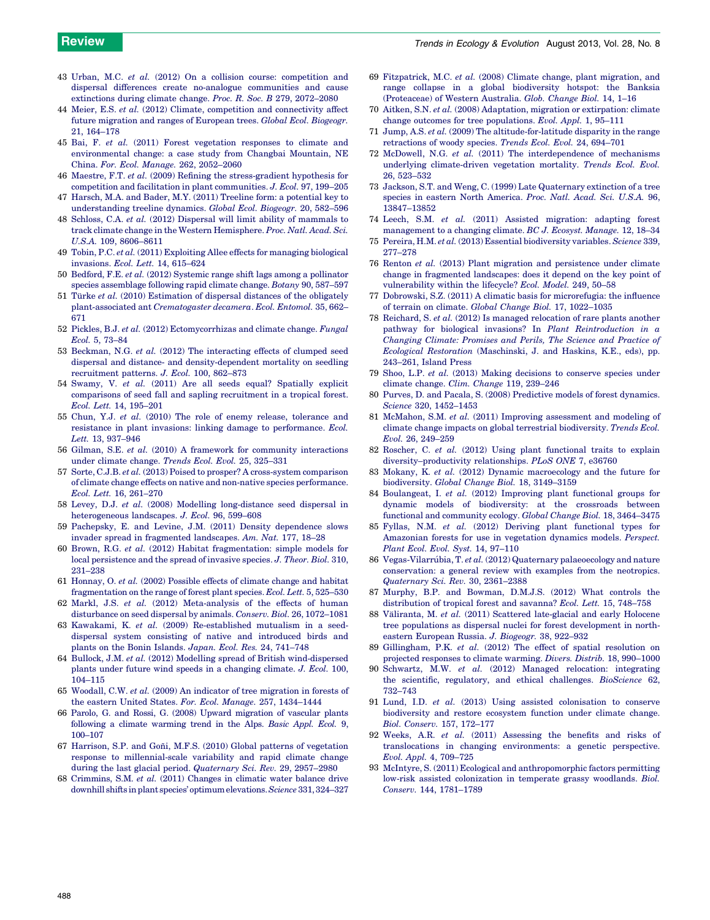43 Urban, M.C. *et al.* (2012) On a collision course: competition and dispersal differences create no-analogue communities and cause extinctions during climate change. *Proc. R. Soc. B* 279, 2072–2080

44 Meier, E.S. *et al.* (2012) Climate, competition and connectivity affect future migration and ranges of European trees. *Global Ecol. Biogeogr.* 21, 164–178

45 Bai, F. *et al.* (2011) Forest vegetation responses to climate and environmental change: a case study from Changbai Mountain, NE China. *For. Ecol. Manage.* 262, 2052–2060

46 Maestre, F.T. *et al.* (2009) Refining the stress-gradient hypothesis for competition and facilitation in plant communities. *J. Ecol.* 97, 199–205

47 Harsch, M.A. and Bader, M.Y. (2011) Treeline form: a potential key to understanding treeline dynamics. *Global Ecol. Biogeogr.* 20, 582–596

48 Schloss, C.A. *et al.* (2012) Dispersal will limit ability of mammals to track climate change in the Western Hemisphere. *Proc. Natl. Acad. Sci. U.S.A.* 109, 8606–8611

49 Tobin, P.C. *et al.* (2011) Exploiting Allee effects for managing biological invasions. *Ecol. Lett.* 14, 615–624

50 Bedford, F.E. *et al.* (2012) Systemic range shift lags among a pollinator species assemblage following rapid climate change. *Botany* 90, 587–597

51 Türke *et al.* (2010) Estimation of dispersal distances of the obligately plant-associated ant *Crematogaster decamera*. *Ecol. Entomol.* 35, 662–671

52 Pickles, B.J. *et al.* (2012) Ectomycorrhizas and climate change. *Fungal Ecol.* 5, 73–84

53 Beckman, N.G. *et al.* (2012) The interacting effects of clumped seed dispersal and distance- and density-dependent mortality on seedling recruitment patterns. *J. Ecol.* 100, 862–873

54 Swamy, V. *et al.* (2011) Are all seeds equal? Spatially explicit comparisons of seed fall and sapling recruitment in a tropical forest. *Ecol. Lett.* 14, 195–201

55 Chun, Y.J. *et al.* (2010) The role of enemy release, tolerance and resistance in plant invasions: linking damage to performance. *Ecol. Lett.* 13, 937–946

56 Gilman, S.E. *et al.* (2010) A framework for community interactions under climate change. *Trends Ecol. Evol.* 25, 325–331

57 Sorte, C.J.B. *et al.* (2013) Poised to prosper? A cross-system comparison of climate change effects on native and non-native species performance. *Ecol. Lett.* 16, 261–270

58 Levey, D.J. *et al.* (2008) Modelling long-distance seed dispersal in heterogeneous landscapes. *J. Ecol.* 96, 599–608

59 Pachepsky, E. and Levine, J.M. (2011) Density dependence slows invader spread in fragmented landscapes. *Am. Nat.* 177, 18–28

60 Brown, R.G. *et al.* (2012) Habitat fragmentation: simple models for local persistence and the spread of invasive species. *J. Theor. Biol.* 310, 231–238

61 Honnay, O. *et al.* (2002) Possible effects of climate change and habitat fragmentation on the range of forest plant species. *Ecol. Lett.* 5, 525–530

62 Markl, J.S. *et al.* (2012) Meta-analysis of the effects of human disturbance on seed dispersal by animals. *Conserv. Biol.* 26, 1072–1081

63 Kawakami, K. *et al.* (2009) Re-established mutualism in a seed-dispersal system consisting of native and introduced birds and plants on the Bonin Islands. *Japan. Ecol. Res.* 24, 741–748

64 Bullock, J.M. *et al.* (2012) Modelling spread of British wind-dispersed plants under future wind speeds in a changing climate. *J. Ecol.* 100, 104–115

65 Woodall, C.W. *et al.* (2009) An indicator of tree migration in forests of the eastern United States. *For. Ecol. Manage.* 257, 1434–1444

66 Parolo, G. and Rossi, G. (2008) Upward migration of vascular plants following a climate warming trend in the Alps. *Basic Appl. Ecol.* 9, 100–107

67 Harrison, S.P. and Goñi, M.F.S. (2010) Global patterns of vegetation response to millennial-scale variability and rapid climate change during the last glacial period. *Quaternary Sci. Rev.* 29, 2957–2980

68 Crimmins, S.M. *et al.* (2011) Changes in climatic water balance drive downhill shifts in plant species' optimum elevations. *Science* 331, 324–327

69 Fitzpatrick, M.C. *et al.* (2008) Climate change, plant migration, and range collapse in a global biodiversity hotspot: the Banksia (Proteaceae) of Western Australia. *Glob. Change Biol.* 14, 1–16

70 Aitken, S.N. *et al.* (2008) Adaptation, migration or extirpation: climate change outcomes for tree populations. *Evol. Appl.* 1, 95–111

71 Jump, A.S. *et al.* (2009) The altitude-for-latitude disparity in the range retractions of woody species. *Trends Ecol. Evol.* 24, 694–701

72 McDowell, N.G. *et al.* (2011) The interdependence of mechanisms underlying climate-driven vegetation mortality. *Trends Ecol. Evol.* 26, 523–532

73 Jackson, S.T. and Weng, C. (1999) Late Quaternary extinction of a tree species in eastern North America. *Proc. Natl. Acad. Sci. U.S.A.* 96, 13847–13852

74 Leech, S.M. *et al.* (2011) Assisted migration: adapting forest management to a changing climate. *BC J. Ecosyst. Manage.* 12, 18–34

75 Pereira, H.M. *et al.* (2013) Essential biodiversity variables. *Science* 339, 277–278

76 Renton *et al.* (2013) Plant migration and persistence under climate change in fragmented landscapes: does it depend on the key point of vulnerability within the lifecycle? *Ecol. Model.* 249, 50–58

77 Dobrowski, S.Z. (2011) A climatic basis for microrefugia: the influence of terrain on climate. *Global Change Biol.* 17, 1022–1035

78 Reichard, S. *et al.* (2012) Is managed relocation of rare plants another pathway for biological invasions? In *Plant Reintroduction in a Changing Climate: Promises and Perils, The Science and Practice of Ecological Restoration* (Maschinski, J. and Haskins, K.E., eds), pp. 243–261, Island Press

79 Shoo, L.P. *et al.* (2013) Making decisions to conserve species under climate change. *Clim. Change* 119, 239–246

80 Purves, D. and Pacala, S. (2008) Predictive models of forest dynamics. *Science* 320, 1452–1453

81 McMahon, S.M. *et al.* (2011) Improving assessment and modeling of climate change impacts on global terrestrial biodiversity. *Trends Ecol. Evol.* 26, 249–259

82 Roscher, C. *et al.* (2012) Using plant functional traits to explain diversity–productivity relationships. *PLoS ONE* 7, e36760

83 Mokany, K. *et al.* (2012) Dynamic macroecology and the future for biodiversity. *Global Change Biol.* 18, 3149–3159

84 Boulangeat, I. *et al.* (2012) Improving plant functional groups for dynamic models of biodiversity: at the crossroads between functional and community ecology. *Global Change Biol.* 18, 3464–3475

85 Fyllas, N.M. *et al.* (2012) Deriving plant functional types for Amazonian forests for use in vegetation dynamics models. *Perspect. Plant Ecol. Evol. Syst.* 14, 97–110

86 Vegas-Vilarrúbia, T. *et al.* (2012) Quaternary palaeoecology and nature conservation: a general review with examples from the neotropics. *Quaternary Sci. Rev.* 30, 2361–2388

87 Murphy, B.P. and Bowman, D.M.J.S. (2012) What controls the distribution of tropical forest and savanna? *Ecol. Lett.* 15, 748–758

88 Väliranta, M. *et al.* (2011) Scattered late-glacial and early Holocene tree populations as dispersal nuclei for forest development in north-eastern European Russia. *J. Biogeogr.* 38, 922–932

89 Gillingham, P.K. *et al.* (2012) The effect of spatial resolution on projected responses to climate warming. *Divers. Distrib.* 18, 990–1000

90 Schwartz, M.W. *et al.* (2012) Managed relocation: integrating the scientific, regulatory, and ethical challenges. *BioScience* 62, 732–743

91 Lund, I.D. *et al.* (2013) Using assisted colonisation to conserve biodiversity and restore ecosystem function under climate change. *Biol. Conserv.* 157, 172–177

92 Weeks, A.R. *et al.* (2011) Assessing the benefits and risks of translocations in changing environments: a genetic perspective. *Evol. Appl.* 4, 709–725

93 McIntyre, S. (2011) Ecological and anthropomorphic factors permitting low-risk assisted colonization in temperate grassy woodlands. *Biol. Conserv.* 144, 1781–1789